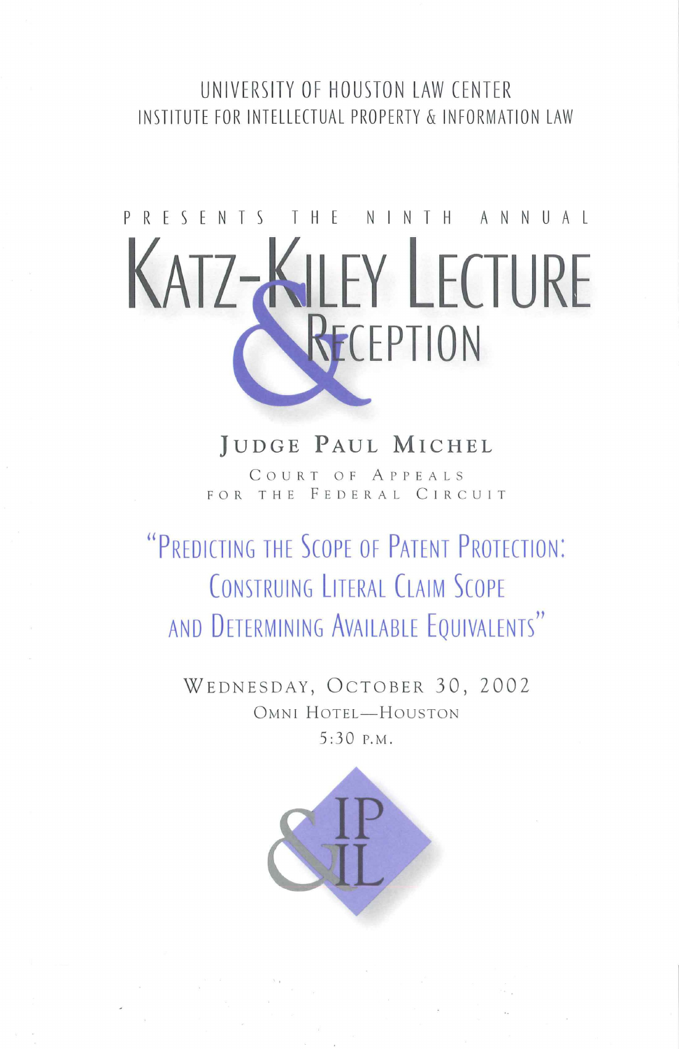UNIVERSITY OF HOUSTON LAW CENTER

INSTITUTE FOR INTELLECTUAL PROPERTY & INFORMATION LAW

PRESENTS THE NINTH ANNUAL

# KATZ-KILEY LECTURE & RECEPTION

## JUDGE PAUL MICHEL

COURT OF APPEALS FOR THE FEDERAL CIRCUIT

## "PREDICTING THE SCOPE OF PATENT PROTECTION: CONSTRUING LITERAL CLAIM SCOPE AND DETERMINING AVAILABLE EQUIVALENTS"

WEDNESDAY, OCTOBER 30, 2002

OMNI HOTEL—HOUSTON

5:30 P.M.

IP & IL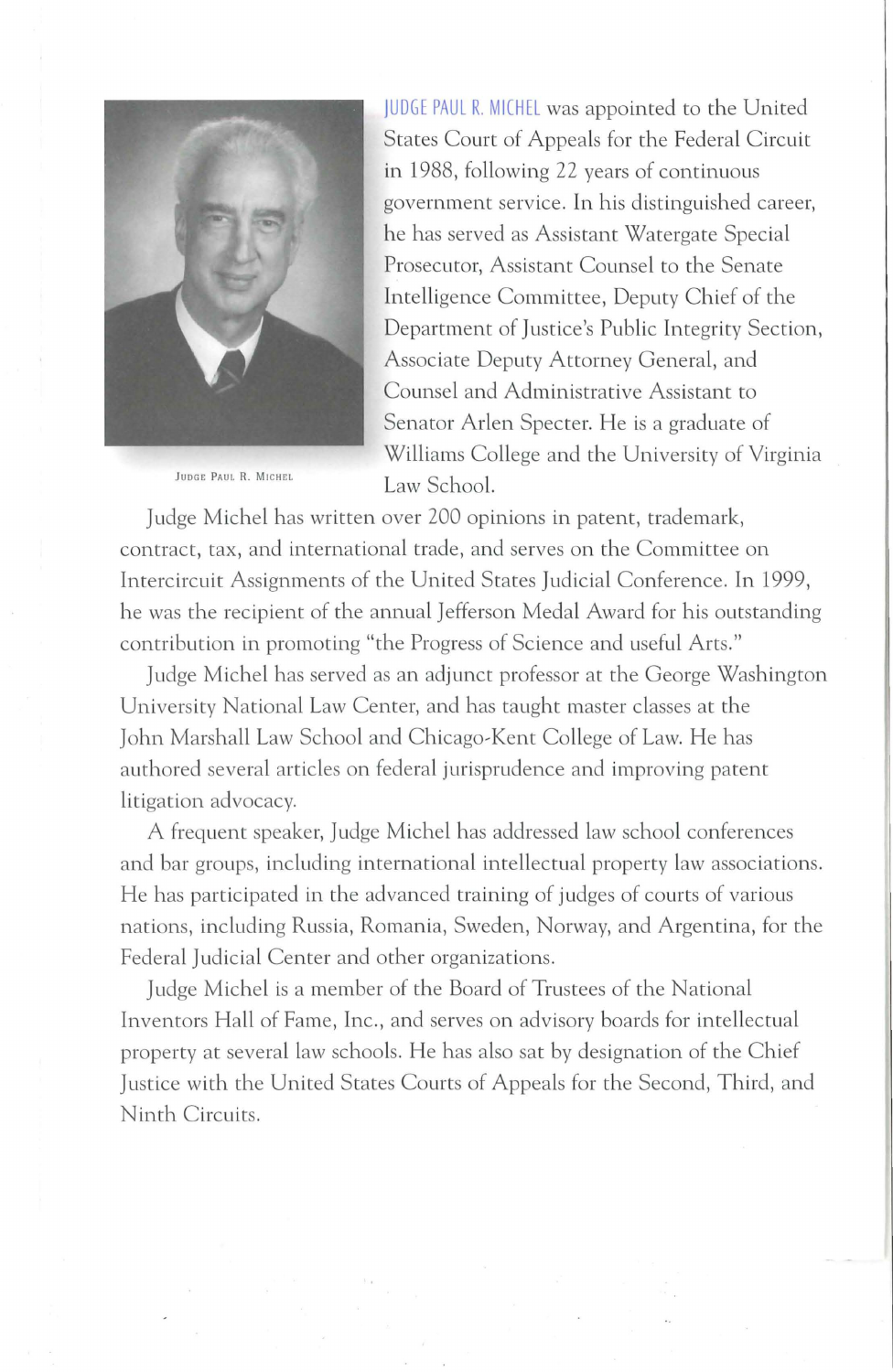**JUDGE PAUL R. MICHEL** was appointed to the United States Court of Appeals for the Federal Circuit in 1988, following 22 years of continuous government service. In his distinguished career, he has served as Assistant Watergate Special Prosecutor, Assistant Counsel to the Senate Intelligence Committee, Deputy Chief of the Department of Justice's Public Integrity Section, Associate Deputy Attorney General, and Counsel and Administrative Assistant to Senator Arlen Specter. He is a graduate of Williams College and the University of Virginia Law School.

JUDGE PAUL R. MICHEL

Judge Michel has written over 200 opinions in patent, trademark, contract, tax, and international trade, and serves on the Committee on Intercircuit Assignments of the United States Judicial Conference. In 1999, he was the recipient of the annual Jefferson Medal Award for his outstanding contribution in promoting "the Progress of Science and useful Arts."

Judge Michel has served as an adjunct professor at the George Washington University National Law Center, and has taught master classes at the John Marshall Law School and Chicago-Kent College of Law. He has authored several articles on federal jurisprudence and improving patent litigation advocacy.

A frequent speaker, Judge Michel has addressed law school conferences and bar groups, including international intellectual property law associations. He has participated in the advanced training of judges of courts of various nations, including Russia, Romania, Sweden, Norway, and Argentina, for the Federal Judicial Center and other organizations.

Judge Michel is a member of the Board of Trustees of the National Inventors Hall of Fame, Inc., and serves on advisory boards for intellectual property at several law schools. He has also sat by designation of the Chief Justice with the United States Courts of Appeals for the Second, Third, and Ninth Circuits.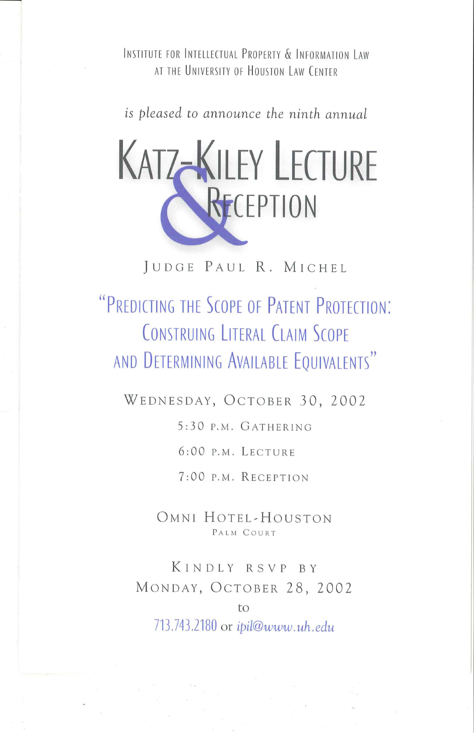Institute for Intellectual Property & Information Law
at the University of Houston Law Center

*is pleased to announce the ninth annual*

# Katz-Kiley Lecture & Reception

## Judge Paul R. Michel

## "Predicting the Scope of Patent Protection: Construing Literal Claim Scope and Determining Available Equivalents"

Wednesday, October 30, 2002

5:30 p.m. Gathering

6:00 p.m. Lecture

7:00 p.m. Reception

Omni Hotel-Houston
Palm Court

Kindly RSVP by
Monday, October 28, 2002
to
713.743.2180 or *ipil@www.uh.edu*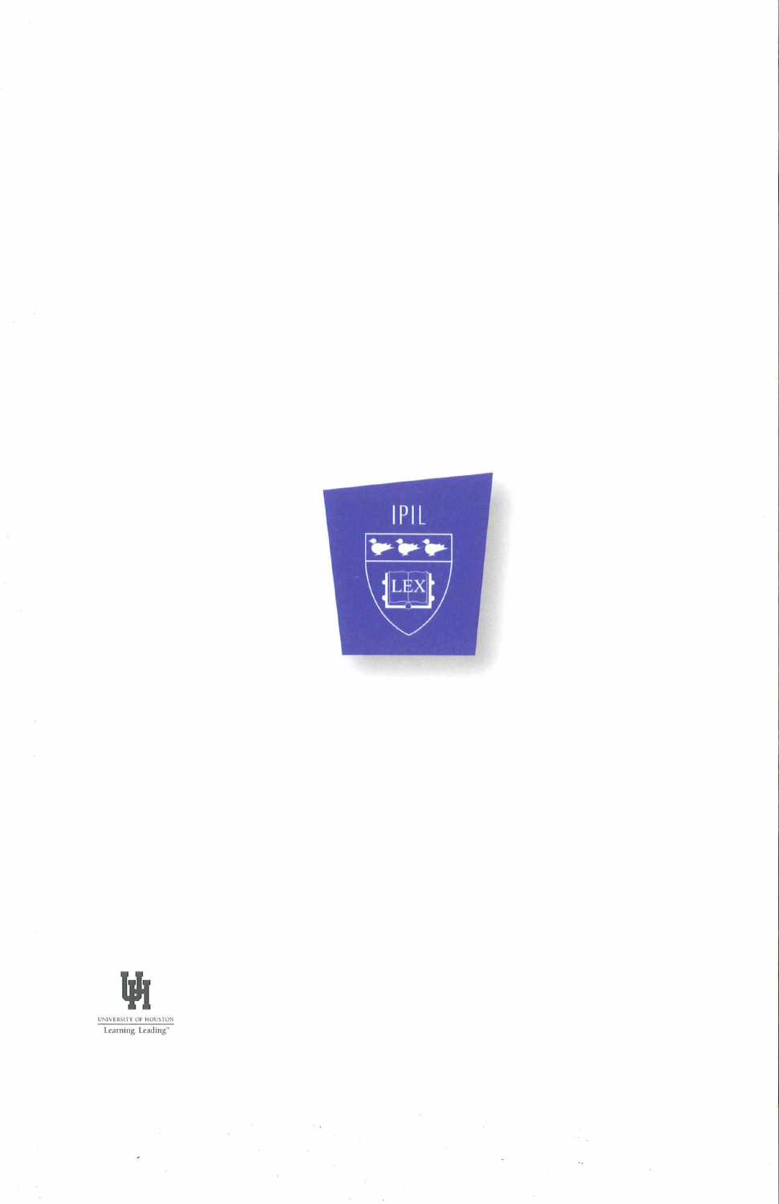IPIL

LEX

UNIVERSITY OF HOUSTON

Learning. Leading.™